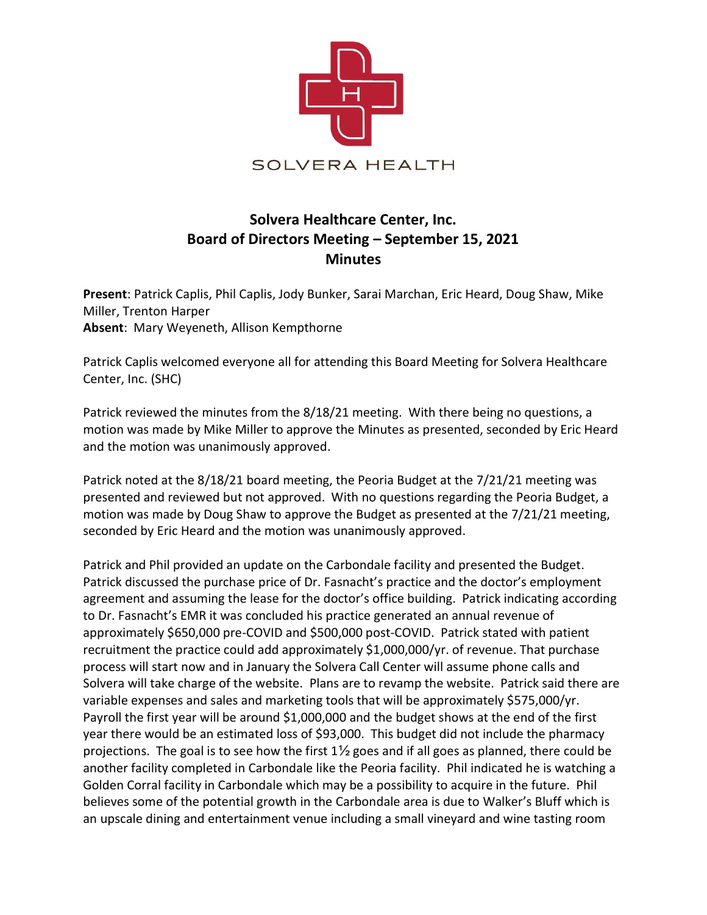SOLVERA HEALTH

# Solvera Healthcare Center, Inc.
## Board of Directors Meeting – September 15, 2021
## Minutes

**Present**: Patrick Caplis, Phil Caplis, Jody Bunker, Sarai Marchan, Eric Heard, Doug Shaw, Mike Miller, Trenton Harper
**Absent**: Mary Weyeneth, Allison Kempthorne

Patrick Caplis welcomed everyone all for attending this Board Meeting for Solvera Healthcare Center, Inc. (SHC)

Patrick reviewed the minutes from the 8/18/21 meeting. With there being no questions, a motion was made by Mike Miller to approve the Minutes as presented, seconded by Eric Heard and the motion was unanimously approved.

Patrick noted at the 8/18/21 board meeting, the Peoria Budget at the 7/21/21 meeting was presented and reviewed but not approved. With no questions regarding the Peoria Budget, a motion was made by Doug Shaw to approve the Budget as presented at the 7/21/21 meeting, seconded by Eric Heard and the motion was unanimously approved.

Patrick and Phil provided an update on the Carbondale facility and presented the Budget. Patrick discussed the purchase price of Dr. Fasnacht's practice and the doctor's employment agreement and assuming the lease for the doctor's office building. Patrick indicating according to Dr. Fasnacht's EMR it was concluded his practice generated an annual revenue of approximately $650,000 pre-COVID and $500,000 post-COVID. Patrick stated with patient recruitment the practice could add approximately $1,000,000/yr. of revenue. That purchase process will start now and in January the Solvera Call Center will assume phone calls and Solvera will take charge of the website. Plans are to revamp the website. Patrick said there are variable expenses and sales and marketing tools that will be approximately $575,000/yr. Payroll the first year will be around $1,000,000 and the budget shows at the end of the first year there would be an estimated loss of $93,000. This budget did not include the pharmacy projections. The goal is to see how the first 1½ goes and if all goes as planned, there could be another facility completed in Carbondale like the Peoria facility. Phil indicated he is watching a Golden Corral facility in Carbondale which may be a possibility to acquire in the future. Phil believes some of the potential growth in the Carbondale area is due to Walker's Bluff which is an upscale dining and entertainment venue including a small vineyard and wine tasting room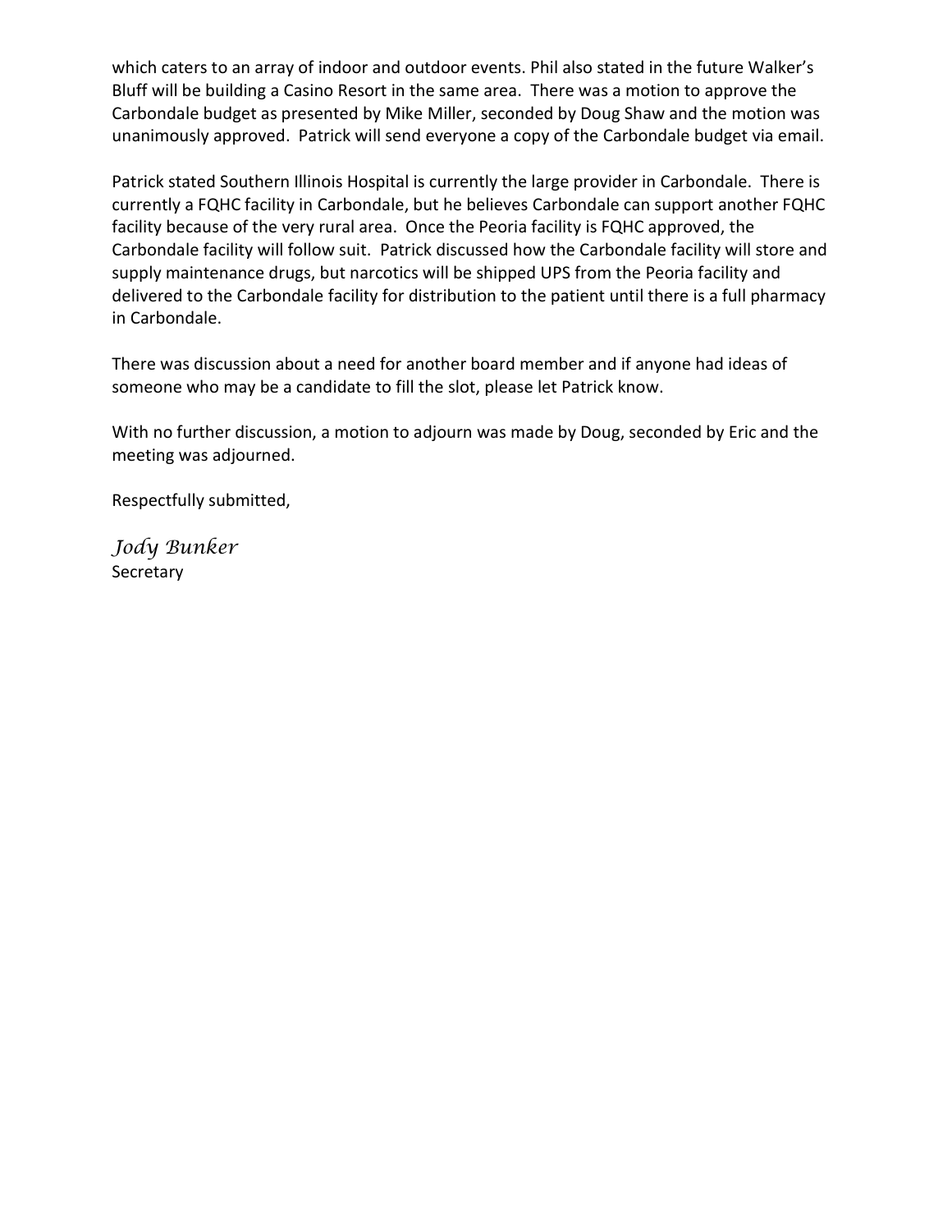which caters to an array of indoor and outdoor events. Phil also stated in the future Walker's Bluff will be building a Casino Resort in the same area. There was a motion to approve the Carbondale budget as presented by Mike Miller, seconded by Doug Shaw and the motion was unanimously approved. Patrick will send everyone a copy of the Carbondale budget via email.

Patrick stated Southern Illinois Hospital is currently the large provider in Carbondale. There is currently a FQHC facility in Carbondale, but he believes Carbondale can support another FQHC facility because of the very rural area. Once the Peoria facility is FQHC approved, the Carbondale facility will follow suit. Patrick discussed how the Carbondale facility will store and supply maintenance drugs, but narcotics will be shipped UPS from the Peoria facility and delivered to the Carbondale facility for distribution to the patient until there is a full pharmacy in Carbondale.

There was discussion about a need for another board member and if anyone had ideas of someone who may be a candidate to fill the slot, please let Patrick know.

With no further discussion, a motion to adjourn was made by Doug, seconded by Eric and the meeting was adjourned.

Respectfully submitted,

*Jody Bunker*
Secretary